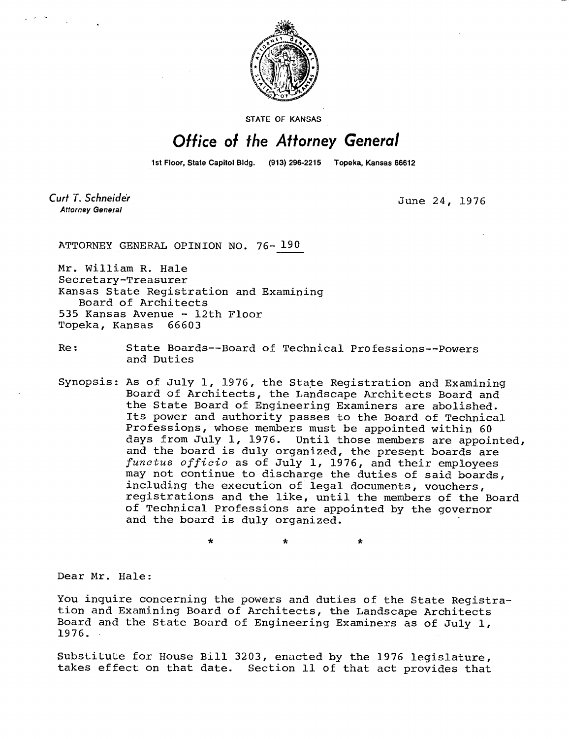STATE OF KANSAS

# Office of the Attorney General

1st Floor, State Capitol Bldg. (913) 296-2215 Topeka, Kansas 66612

*Curt T. Schneider*
**Attorney General**

June 24, 1976

ATTORNEY GENERAL OPINION NO. 76-190

Mr. William R. Hale
Secretary-Treasurer
Kansas State Registration and Examining
Board of Architects
535 Kansas Avenue - 12th Floor
Topeka, Kansas 66603

Re: State Boards--Board of Technical Professions--Powers and Duties

Synopsis: As of July 1, 1976, the State Registration and Examining Board of Architects, the Landscape Architects Board and the State Board of Engineering Examiners are abolished. Its power and authority passes to the Board of Technical Professions, whose members must be appointed within 60 days from July 1, 1976. Until those members are appointed, and the board is duly organized, the present boards are *functus officio* as of July 1, 1976, and their employees may not continue to discharge the duties of said boards, including the execution of legal documents, vouchers, registrations and the like, until the members of the Board of Technical Professions are appointed by the governor and the board is duly organized.

\* \* \*

Dear Mr. Hale:

You inquire concerning the powers and duties of the State Registration and Examining Board of Architects, the Landscape Architects Board and the State Board of Engineering Examiners as of July 1, 1976.

Substitute for House Bill 3203, enacted by the 1976 legislature, takes effect on that date. Section 11 of that act provides that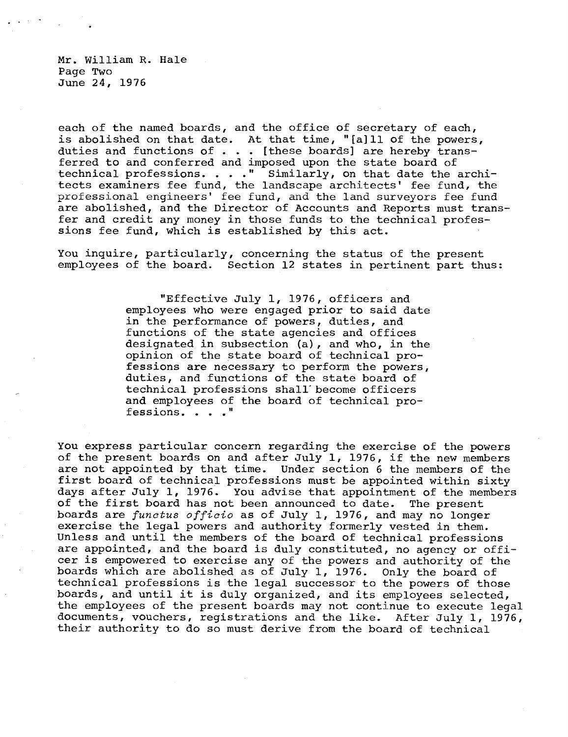Mr. William R. Hale
Page Two
June 24, 1976

each of the named boards, and the office of secretary of each, is abolished on that date. At that time, "[a]ll of the powers, duties and functions of . . . [these boards] are hereby transferred to and conferred and imposed upon the state board of technical professions. . . ." Similarly, on that date the architects examiners fee fund, the landscape architects' fee fund, the professional engineers' fee fund, and the land surveyors fee fund are abolished, and the Director of Accounts and Reports must transfer and credit any money in those funds to the technical professions fee fund, which is established by this act.

You inquire, particularly, concerning the status of the present employees of the board. Section 12 states in pertinent part thus:

> "Effective July 1, 1976, officers and employees who were engaged prior to said date in the performance of powers, duties, and functions of the state agencies and offices designated in subsection (a), and who, in the opinion of the state board of technical professions are necessary to perform the powers, duties, and functions of the state board of technical professions shall become officers and employees of the board of technical professions. . . ."

You express particular concern regarding the exercise of the powers of the present boards on and after July 1, 1976, if the new members are not appointed by that time. Under section 6 the members of the first board of technical professions must be appointed within sixty days after July 1, 1976. You advise that appointment of the members of the first board has not been announced to date. The present boards are *functus officio* as of July 1, 1976, and may no longer exercise the legal powers and authority formerly vested in them. Unless and until the members of the board of technical professions are appointed, and the board is duly constituted, no agency or officer is empowered to exercise any of the powers and authority of the boards which are abolished as of July 1, 1976. Only the board of technical professions is the legal successor to the powers of those boards, and until it is duly organized, and its employees selected, the employees of the present boards may not continue to execute legal documents, vouchers, registrations and the like. After July 1, 1976, their authority to do so must derive from the board of technical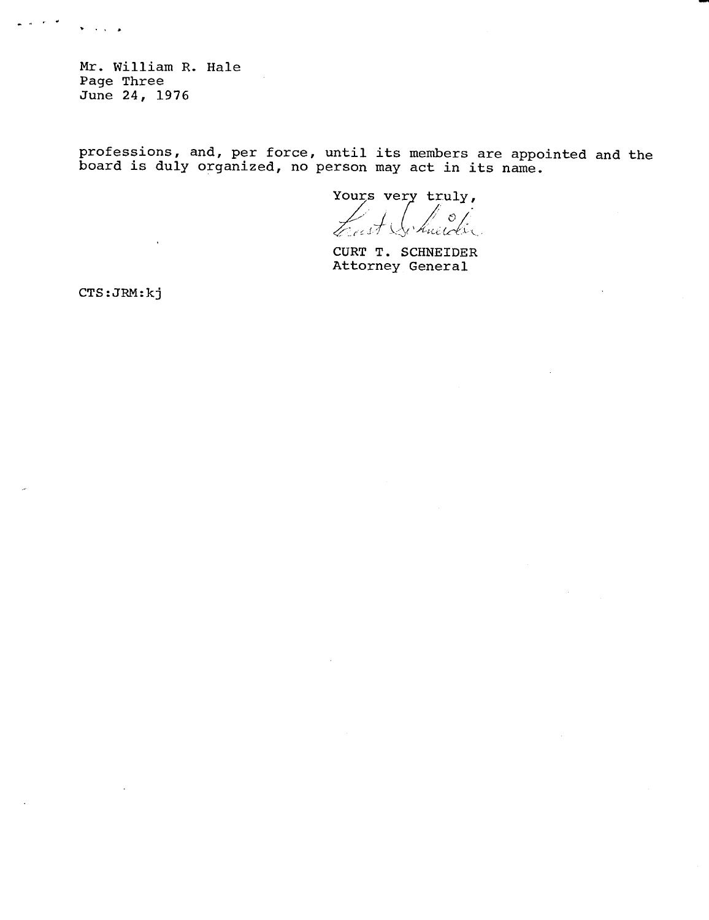Mr. William R. Hale
Page Three
June 24, 1976

professions, and, per force, until its members are appointed and the board is duly organized, no person may act in its name.

Yours very truly,

CURT T. SCHNEIDER
Attorney General

CTS:JRM:kj